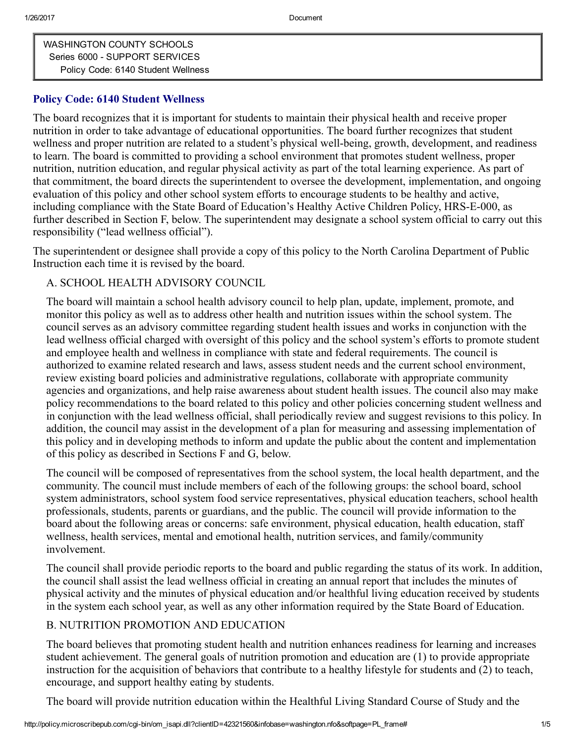WASHINGTON COUNTY SCHOOLS
Series 6000 - SUPPORT SERVICES
Policy Code: 6140 Student Wellness

## Policy Code: 6140 Student Wellness

The board recognizes that it is important for students to maintain their physical health and receive proper nutrition in order to take advantage of educational opportunities. The board further recognizes that student wellness and proper nutrition are related to a student's physical well-being, growth, development, and readiness to learn. The board is committed to providing a school environment that promotes student wellness, proper nutrition, nutrition education, and regular physical activity as part of the total learning experience. As part of that commitment, the board directs the superintendent to oversee the development, implementation, and ongoing evaluation of this policy and other school system efforts to encourage students to be healthy and active, including compliance with the State Board of Education's Healthy Active Children Policy, HRS-E-000, as further described in Section F, below. The superintendent may designate a school system official to carry out this responsibility ("lead wellness official").

The superintendent or designee shall provide a copy of this policy to the North Carolina Department of Public Instruction each time it is revised by the board.

### A. SCHOOL HEALTH ADVISORY COUNCIL

The board will maintain a school health advisory council to help plan, update, implement, promote, and monitor this policy as well as to address other health and nutrition issues within the school system. The council serves as an advisory committee regarding student health issues and works in conjunction with the lead wellness official charged with oversight of this policy and the school system's efforts to promote student and employee health and wellness in compliance with state and federal requirements. The council is authorized to examine related research and laws, assess student needs and the current school environment, review existing board policies and administrative regulations, collaborate with appropriate community agencies and organizations, and help raise awareness about student health issues. The council also may make policy recommendations to the board related to this policy and other policies concerning student wellness and in conjunction with the lead wellness official, shall periodically review and suggest revisions to this policy. In addition, the council may assist in the development of a plan for measuring and assessing implementation of this policy and in developing methods to inform and update the public about the content and implementation of this policy as described in Sections F and G, below.

The council will be composed of representatives from the school system, the local health department, and the community. The council must include members of each of the following groups: the school board, school system administrators, school system food service representatives, physical education teachers, school health professionals, students, parents or guardians, and the public. The council will provide information to the board about the following areas or concerns: safe environment, physical education, health education, staff wellness, health services, mental and emotional health, nutrition services, and family/community involvement.

The council shall provide periodic reports to the board and public regarding the status of its work. In addition, the council shall assist the lead wellness official in creating an annual report that includes the minutes of physical activity and the minutes of physical education and/or healthful living education received by students in the system each school year, as well as any other information required by the State Board of Education.

### B. NUTRITION PROMOTION AND EDUCATION

The board believes that promoting student health and nutrition enhances readiness for learning and increases student achievement. The general goals of nutrition promotion and education are (1) to provide appropriate instruction for the acquisition of behaviors that contribute to a healthy lifestyle for students and (2) to teach, encourage, and support healthy eating by students.

The board will provide nutrition education within the Healthful Living Standard Course of Study and the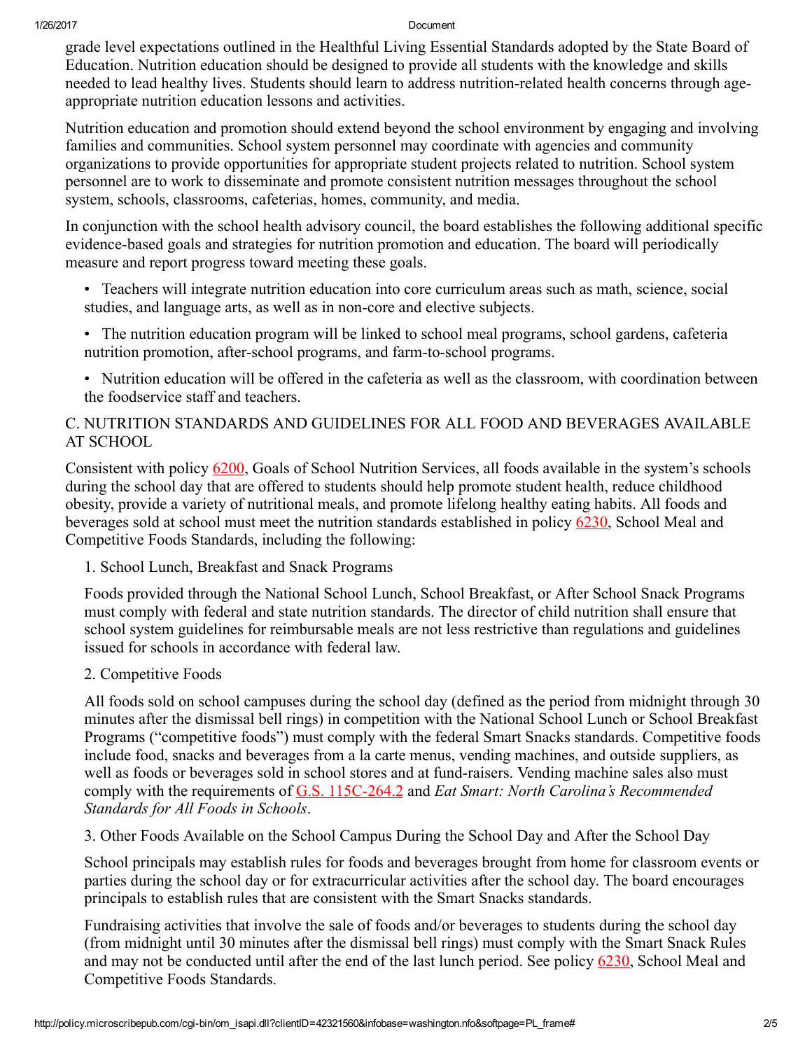grade level expectations outlined in the Healthful Living Essential Standards adopted by the State Board of Education. Nutrition education should be designed to provide all students with the knowledge and skills needed to lead healthy lives. Students should learn to address nutrition-related health concerns through age-appropriate nutrition education lessons and activities.

Nutrition education and promotion should extend beyond the school environment by engaging and involving families and communities. School system personnel may coordinate with agencies and community organizations to provide opportunities for appropriate student projects related to nutrition. School system personnel are to work to disseminate and promote consistent nutrition messages throughout the school system, schools, classrooms, cafeterias, homes, community, and media.

In conjunction with the school health advisory council, the board establishes the following additional specific evidence-based goals and strategies for nutrition promotion and education. The board will periodically measure and report progress toward meeting these goals.

- Teachers will integrate nutrition education into core curriculum areas such as math, science, social studies, and language arts, as well as in non-core and elective subjects.
- The nutrition education program will be linked to school meal programs, school gardens, cafeteria nutrition promotion, after-school programs, and farm-to-school programs.
- Nutrition education will be offered in the cafeteria as well as the classroom, with coordination between the foodservice staff and teachers.

## C. NUTRITION STANDARDS AND GUIDELINES FOR ALL FOOD AND BEVERAGES AVAILABLE AT SCHOOL

Consistent with policy 6200, Goals of School Nutrition Services, all foods available in the system's schools during the school day that are offered to students should help promote student health, reduce childhood obesity, provide a variety of nutritional meals, and promote lifelong healthy eating habits. All foods and beverages sold at school must meet the nutrition standards established in policy 6230, School Meal and Competitive Foods Standards, including the following:

1. School Lunch, Breakfast and Snack Programs

Foods provided through the National School Lunch, School Breakfast, or After School Snack Programs must comply with federal and state nutrition standards. The director of child nutrition shall ensure that school system guidelines for reimbursable meals are not less restrictive than regulations and guidelines issued for schools in accordance with federal law.

2. Competitive Foods

All foods sold on school campuses during the school day (defined as the period from midnight through 30 minutes after the dismissal bell rings) in competition with the National School Lunch or School Breakfast Programs ("competitive foods") must comply with the federal Smart Snacks standards. Competitive foods include food, snacks and beverages from a la carte menus, vending machines, and outside suppliers, as well as foods or beverages sold in school stores and at fund-raisers. Vending machine sales also must comply with the requirements of G.S. 115C-264.2 and *Eat Smart: North Carolina's Recommended Standards for All Foods in Schools*.

3. Other Foods Available on the School Campus During the School Day and After the School Day

School principals may establish rules for foods and beverages brought from home for classroom events or parties during the school day or for extracurricular activities after the school day. The board encourages principals to establish rules that are consistent with the Smart Snacks standards.

Fundraising activities that involve the sale of foods and/or beverages to students during the school day (from midnight until 30 minutes after the dismissal bell rings) must comply with the Smart Snack Rules and may not be conducted until after the end of the last lunch period. See policy 6230, School Meal and Competitive Foods Standards.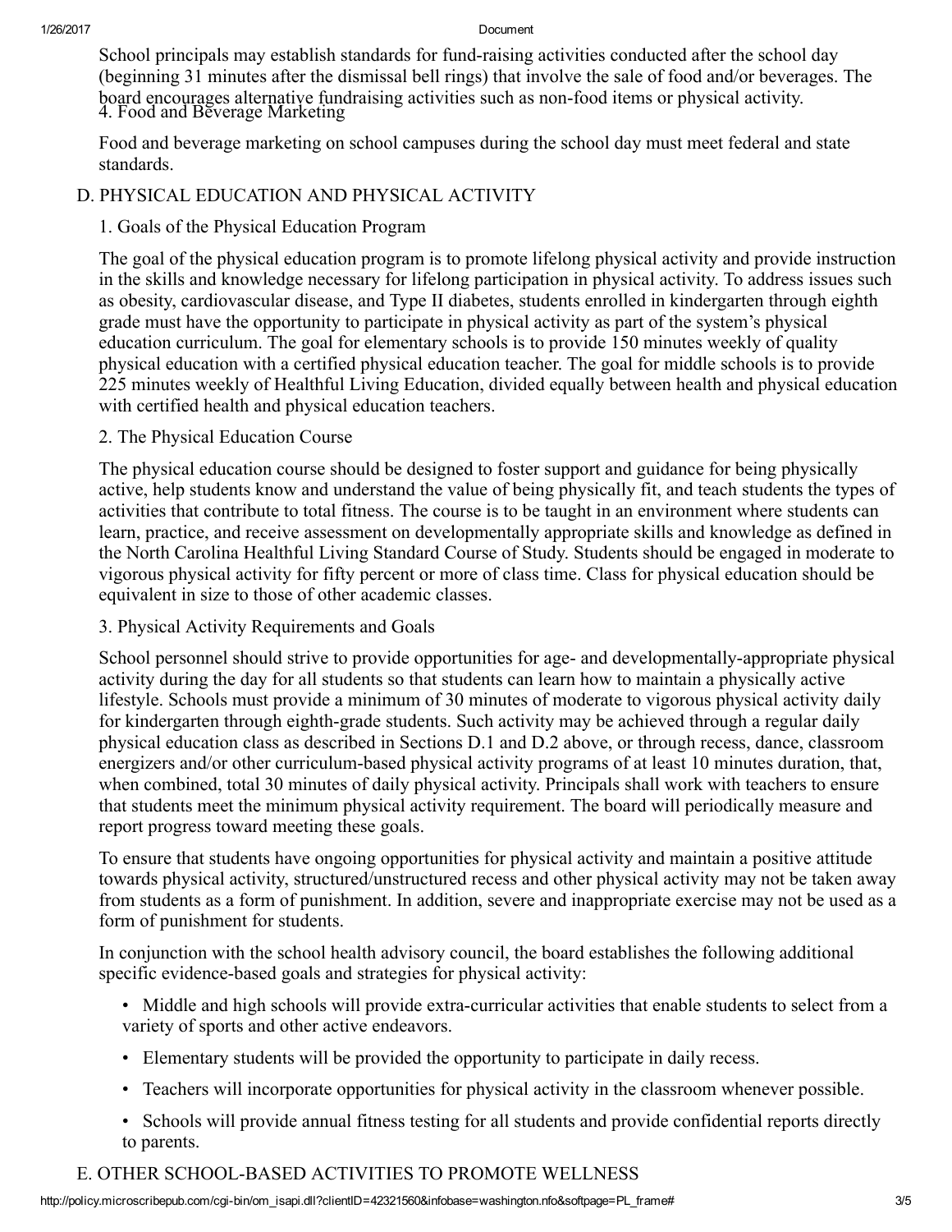School principals may establish standards for fund-raising activities conducted after the school day (beginning 31 minutes after the dismissal bell rings) that involve the sale of food and/or beverages. The board encourages alternative fundraising activities such as non-food items or physical activity.

4. Food and Beverage Marketing

Food and beverage marketing on school campuses during the school day must meet federal and state standards.

## D. PHYSICAL EDUCATION AND PHYSICAL ACTIVITY

### 1. Goals of the Physical Education Program

The goal of the physical education program is to promote lifelong physical activity and provide instruction in the skills and knowledge necessary for lifelong participation in physical activity. To address issues such as obesity, cardiovascular disease, and Type II diabetes, students enrolled in kindergarten through eighth grade must have the opportunity to participate in physical activity as part of the system's physical education curriculum. The goal for elementary schools is to provide 150 minutes weekly of quality physical education with a certified physical education teacher. The goal for middle schools is to provide 225 minutes weekly of Healthful Living Education, divided equally between health and physical education with certified health and physical education teachers.

### 2. The Physical Education Course

The physical education course should be designed to foster support and guidance for being physically active, help students know and understand the value of being physically fit, and teach students the types of activities that contribute to total fitness. The course is to be taught in an environment where students can learn, practice, and receive assessment on developmentally appropriate skills and knowledge as defined in the North Carolina Healthful Living Standard Course of Study. Students should be engaged in moderate to vigorous physical activity for fifty percent or more of class time. Class for physical education should be equivalent in size to those of other academic classes.

### 3. Physical Activity Requirements and Goals

School personnel should strive to provide opportunities for age- and developmentally-appropriate physical activity during the day for all students so that students can learn how to maintain a physically active lifestyle. Schools must provide a minimum of 30 minutes of moderate to vigorous physical activity daily for kindergarten through eighth-grade students. Such activity may be achieved through a regular daily physical education class as described in Sections D.1 and D.2 above, or through recess, dance, classroom energizers and/or other curriculum-based physical activity programs of at least 10 minutes duration, that, when combined, total 30 minutes of daily physical activity. Principals shall work with teachers to ensure that students meet the minimum physical activity requirement. The board will periodically measure and report progress toward meeting these goals.

To ensure that students have ongoing opportunities for physical activity and maintain a positive attitude towards physical activity, structured/unstructured recess and other physical activity may not be taken away from students as a form of punishment. In addition, severe and inappropriate exercise may not be used as a form of punishment for students.

In conjunction with the school health advisory council, the board establishes the following additional specific evidence-based goals and strategies for physical activity:

- Middle and high schools will provide extra-curricular activities that enable students to select from a variety of sports and other active endeavors.
- Elementary students will be provided the opportunity to participate in daily recess.
- Teachers will incorporate opportunities for physical activity in the classroom whenever possible.
- Schools will provide annual fitness testing for all students and provide confidential reports directly to parents.

## E. OTHER SCHOOL-BASED ACTIVITIES TO PROMOTE WELLNESS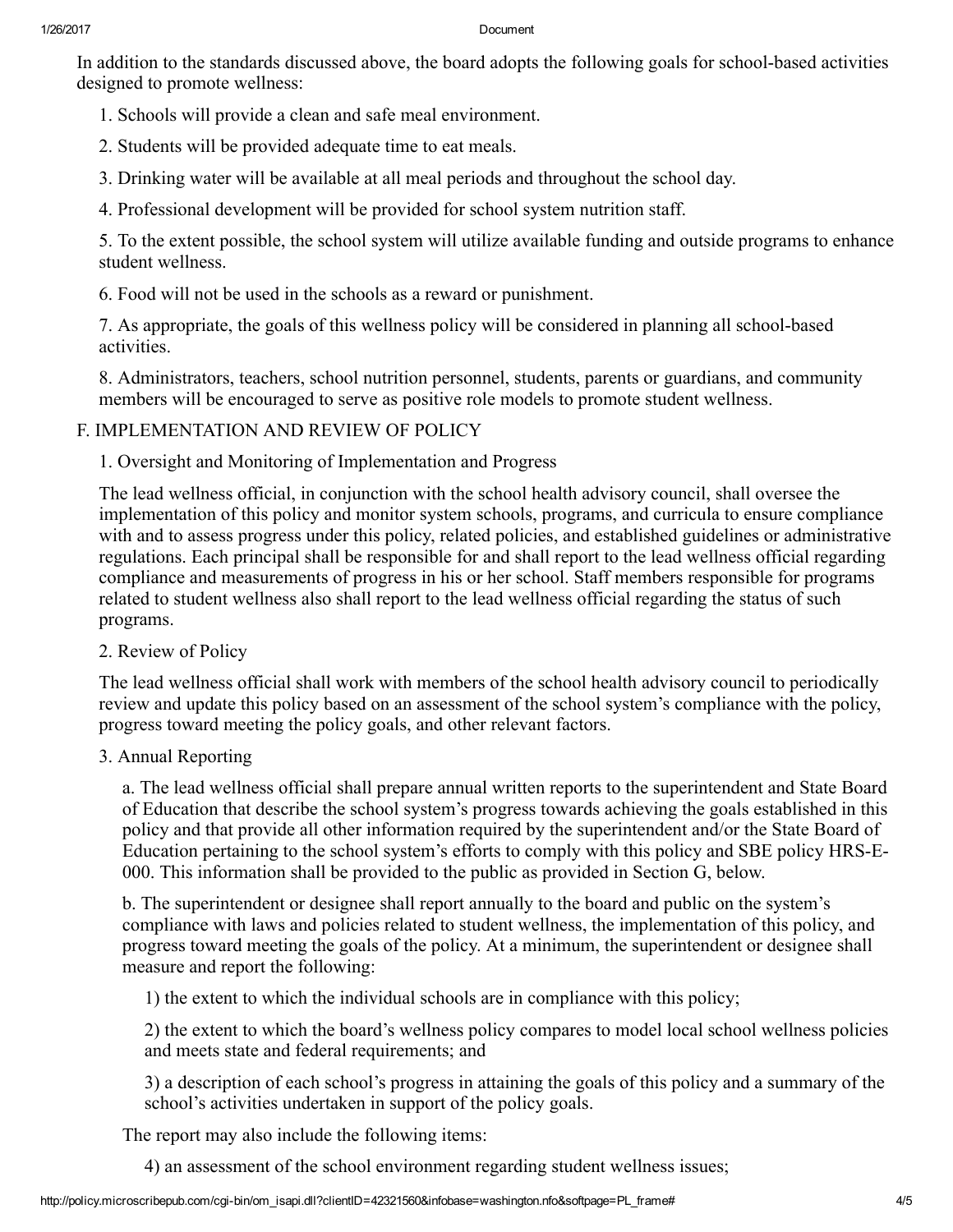In addition to the standards discussed above, the board adopts the following goals for school-based activities designed to promote wellness:

1. Schools will provide a clean and safe meal environment.
2. Students will be provided adequate time to eat meals.
3. Drinking water will be available at all meal periods and throughout the school day.
4. Professional development will be provided for school system nutrition staff.
5. To the extent possible, the school system will utilize available funding and outside programs to enhance student wellness.
6. Food will not be used in the schools as a reward or punishment.
7. As appropriate, the goals of this wellness policy will be considered in planning all school-based activities.
8. Administrators, teachers, school nutrition personnel, students, parents or guardians, and community members will be encouraged to serve as positive role models to promote student wellness.

## F. IMPLEMENTATION AND REVIEW OF POLICY

### 1. Oversight and Monitoring of Implementation and Progress

The lead wellness official, in conjunction with the school health advisory council, shall oversee the implementation of this policy and monitor system schools, programs, and curricula to ensure compliance with and to assess progress under this policy, related policies, and established guidelines or administrative regulations. Each principal shall be responsible for and shall report to the lead wellness official regarding compliance and measurements of progress in his or her school. Staff members responsible for programs related to student wellness also shall report to the lead wellness official regarding the status of such programs.

### 2. Review of Policy

The lead wellness official shall work with members of the school health advisory council to periodically review and update this policy based on an assessment of the school system's compliance with the policy, progress toward meeting the policy goals, and other relevant factors.

### 3. Annual Reporting

a. The lead wellness official shall prepare annual written reports to the superintendent and State Board of Education that describe the school system's progress towards achieving the goals established in this policy and that provide all other information required by the superintendent and/or the State Board of Education pertaining to the school system's efforts to comply with this policy and SBE policy HRS-E-000. This information shall be provided to the public as provided in Section G, below.

b. The superintendent or designee shall report annually to the board and public on the system's compliance with laws and policies related to student wellness, the implementation of this policy, and progress toward meeting the goals of the policy. At a minimum, the superintendent or designee shall measure and report the following:

1) the extent to which the individual schools are in compliance with this policy;

2) the extent to which the board's wellness policy compares to model local school wellness policies and meets state and federal requirements; and

3) a description of each school's progress in attaining the goals of this policy and a summary of the school's activities undertaken in support of the policy goals.

The report may also include the following items:

4) an assessment of the school environment regarding student wellness issues;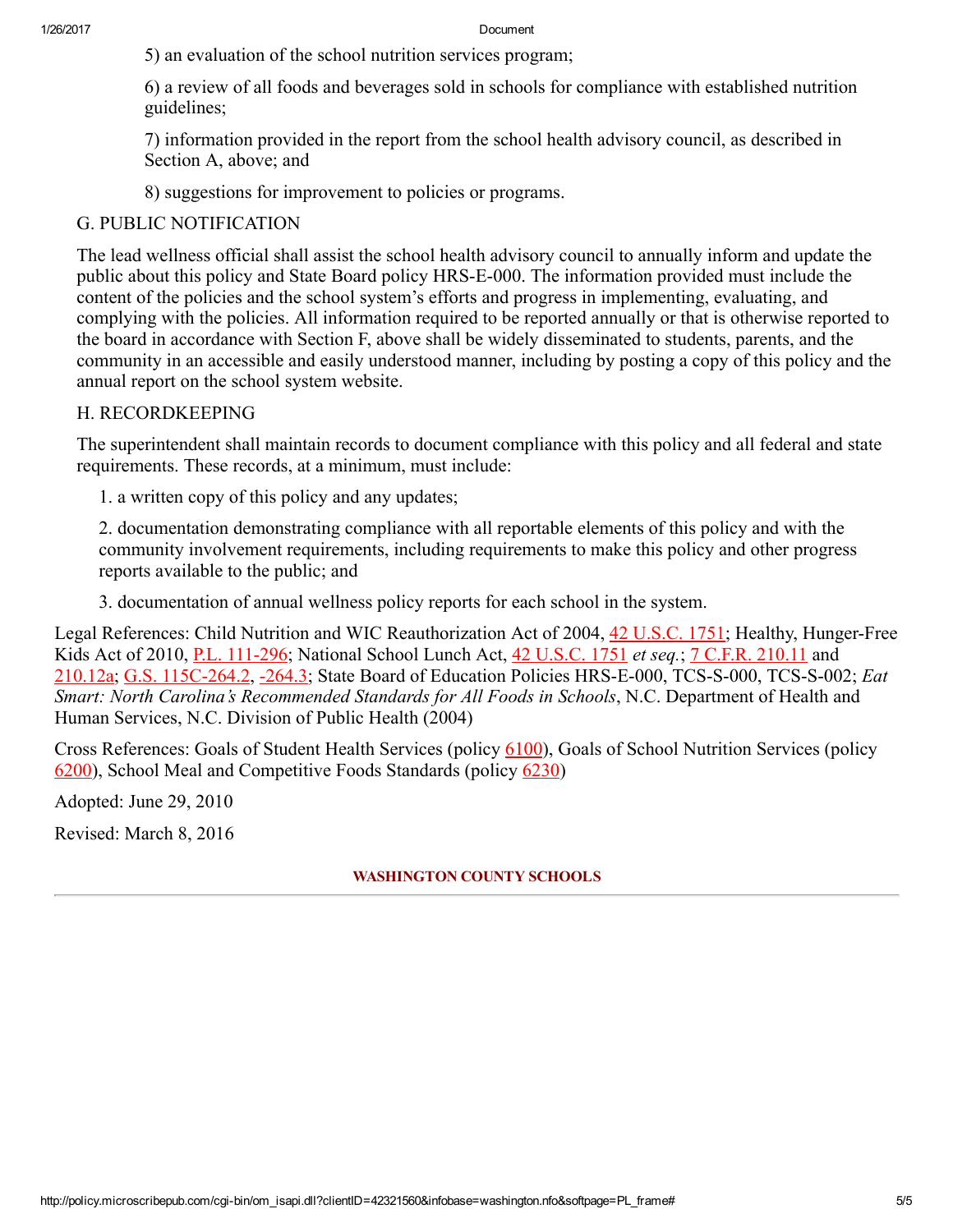5) an evaluation of the school nutrition services program;

6) a review of all foods and beverages sold in schools for compliance with established nutrition guidelines;

7) information provided in the report from the school health advisory council, as described in Section A, above; and

8) suggestions for improvement to policies or programs.

G. PUBLIC NOTIFICATION

The lead wellness official shall assist the school health advisory council to annually inform and update the public about this policy and State Board policy HRS-E-000. The information provided must include the content of the policies and the school system's efforts and progress in implementing, evaluating, and complying with the policies. All information required to be reported annually or that is otherwise reported to the board in accordance with Section F, above shall be widely disseminated to students, parents, and the community in an accessible and easily understood manner, including by posting a copy of this policy and the annual report on the school system website.

H. RECORDKEEPING

The superintendent shall maintain records to document compliance with this policy and all federal and state requirements. These records, at a minimum, must include:

1. a written copy of this policy and any updates;
2. documentation demonstrating compliance with all reportable elements of this policy and with the community involvement requirements, including requirements to make this policy and other progress reports available to the public; and
3. documentation of annual wellness policy reports for each school in the system.

Legal References: Child Nutrition and WIC Reauthorization Act of 2004, 42 U.S.C. 1751; Healthy, Hunger-Free Kids Act of 2010, P.L. 111-296; National School Lunch Act, 42 U.S.C. 1751 *et seq.*; 7 C.F.R. 210.11 and 210.12a; G.S. 115C-264.2, -264.3; State Board of Education Policies HRS-E-000, TCS-S-000, TCS-S-002; *Eat Smart: North Carolina's Recommended Standards for All Foods in Schools*, N.C. Department of Health and Human Services, N.C. Division of Public Health (2004)

Cross References: Goals of Student Health Services (policy 6100), Goals of School Nutrition Services (policy 6200), School Meal and Competitive Foods Standards (policy 6230)

Adopted: June 29, 2010

Revised: March 8, 2016

**WASHINGTON COUNTY SCHOOLS**